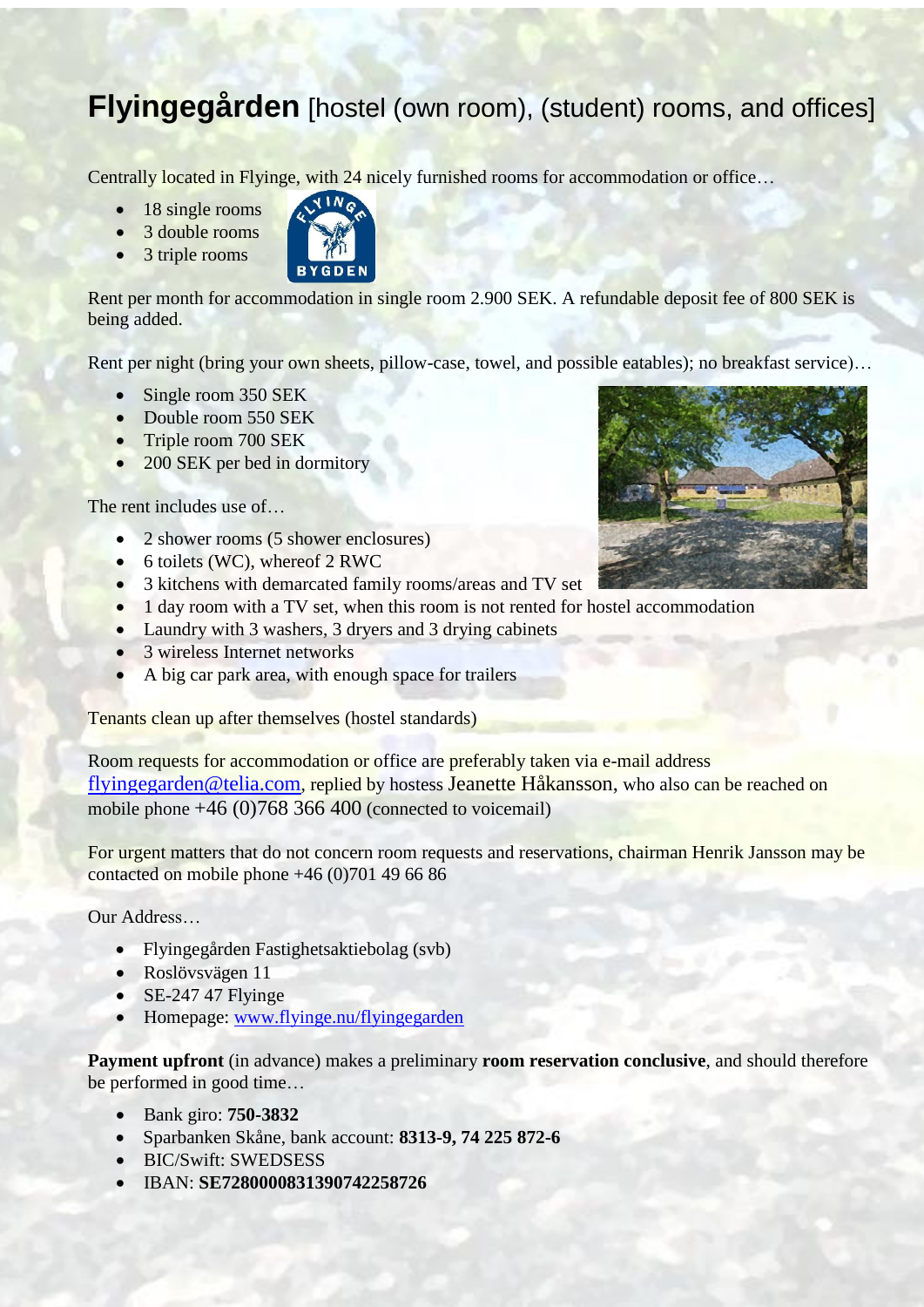# **Flyingegården** [hostel (own room), (student) rooms, and offices]

Centrally located in Flyinge, with 24 nicely furnished rooms for accommodation or office…

- 18 single rooms
- 3 double rooms
- 3 triple rooms

Rent per month for accommodation in single room 2.900 SEK. A refundable deposit fee of 800 SEK is being added.

Rent per night (bring your own sheets, pillow-case, towel, and possible eatables); no breakfast service)…

- Single room 350 SEK
- Double room 550 SEK
- Triple room 700 SEK
- 200 SEK per bed in dormitory

The rent includes use of…

- 2 shower rooms (5 shower enclosures)
- 6 toilets (WC), whereof 2 RWC
- 3 kitchens with demarcated family rooms/areas and TV set
- 1 day room with a TV set, when this room is not rented for hostel accommodation
- Laundry with 3 washers, 3 dryers and 3 drying cabinets
- 3 wireless Internet networks
- A big car park area, with enough space for trailers

Tenants clean up after themselves (hostel standards)

Room requests for accommodation or office are preferably taken via e-mail address flyingegarden@telia.com, replied by hostess Jeanette Håkansson, who also can be reached on mobile phone +46 (0)768 366 400 (connected to voicemail)

For urgent matters that do not concern room requests and reservations, chairman Henrik Jansson may be contacted on mobile phone +46 (0)701 49 66 86

Our Address…

- Flyingegården Fastighetsaktiebolag (svb)
- Roslövsvägen 11
- SE-247 47 Flyinge
- Homepage: www.flyinge.nu/flyingegarden

**Payment upfront** (in advance) makes a preliminary **room reservation conclusive**, and should therefore be performed in good time…

- Bank giro: **750-3832**
- Sparbanken Skåne, bank account: **8313-9, 74 225 872-6**
- BIC/Swift: SWEDSESS
- IBAN: **SE7280000831390742258726**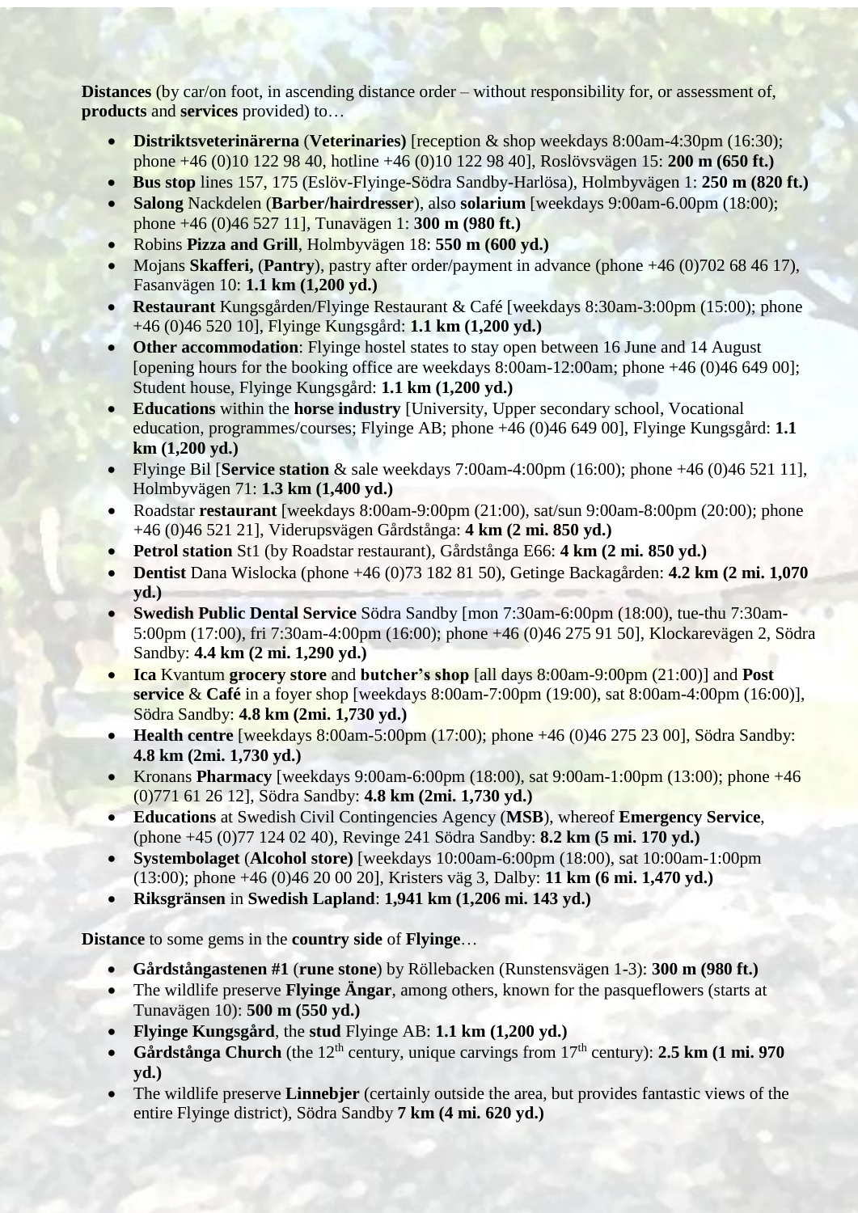**Distances** (by car/on foot, in ascending distance order – without responsibility for, or assessment of, **products** and **services** provided) to…

- **Distriktsveterinärerna** (**Veterinaries)** [reception & shop weekdays 8:00am-4:30pm (16:30); phone +46 (0)10 122 98 40, hotline +46 (0)10 122 98 40], Roslövsvägen 15: **200 m (650 ft.)**
- **Bus stop** lines 157, 175 (Eslöv-Flyinge-Södra Sandby-Harlösa), Holmbyvägen 1: **250 m (820 ft.)**
- **Salong** Nackdelen (**Barber/hairdresser**), also **solarium** [weekdays 9:00am-6.00pm (18:00); phone +46 (0)46 527 11], Tunavägen 1: **300 m (980 ft.)**
- Robins **Pizza and Grill**, Holmbyvägen 18: **550 m (600 yd.)**
- Mojans **Skafferi,** (**Pantry**), pastry after order/payment in advance (phone +46 (0)702 68 46 17), Fasanvägen 10: **1.1 km (1,200 yd.)**
- **Restaurant** Kungsgården/Flyinge Restaurant & Café [weekdays 8:30am-3:00pm (15:00); phone +46 (0)46 520 10], Flyinge Kungsgård: **1.1 km (1,200 yd.)**
- **Other accommodation**: Flyinge hostel states to stay open between 16 June and 14 August [opening hours for the booking office are weekdays 8:00am-12:00am; phone +46 (0)46 649 00]; Student house, Flyinge Kungsgård: **1.1 km (1,200 yd.)**
- **Educations** within the **horse industry** [University, Upper secondary school, Vocational education, programmes/courses; Flyinge AB; phone +46 (0)46 649 00], Flyinge Kungsgård: **1.1 km (1,200 yd.)**
- Flyinge Bil [**Service station** & sale weekdays 7:00am-4:00pm (16:00); phone +46 (0)46 521 11], Holmbyvägen 71: **1.3 km (1,400 yd.)**
- Roadstar **restaurant** [weekdays 8:00am-9:00pm (21:00), sat/sun 9:00am-8:00pm (20:00); phone +46 (0)46 521 21], Viderupsvägen Gårdstånga: **4 km (2 mi. 850 yd.)**
- **Petrol station** St1 (by Roadstar restaurant), Gårdstånga E66: **4 km (2 mi. 850 yd.)**
- **Dentist** Dana Wislocka (phone +46 (0)73 182 81 50), Getinge Backagården: **4.2 km (2 mi. 1,070 yd.)**
- **Swedish Public Dental Service** Södra Sandby [mon 7:30am-6:00pm (18:00), tue-thu 7:30am-5:00pm (17:00), fri 7:30am-4:00pm (16:00); phone +46 (0)46 275 91 50], Klockarevägen 2, Södra Sandby: **4.4 km (2 mi. 1,290 yd.)**
- **Ica** Kvantum **grocery store** and **butcher's shop** [all days 8:00am-9:00pm (21:00)] and **Post service** & **Café** in a foyer shop [weekdays 8:00am-7:00pm (19:00), sat 8:00am-4:00pm (16:00)], Södra Sandby: **4.8 km (2mi. 1,730 yd.)**
- **Health centre** [weekdays 8:00am-5:00pm (17:00); phone +46 (0)46 275 23 00], Södra Sandby: **4.8 km (2mi. 1,730 yd.)**
- Kronans **Pharmacy** [weekdays 9:00am-6:00pm (18:00), sat 9:00am-1:00pm (13:00); phone +46 (0)771 61 26 12], Södra Sandby: **4.8 km (2mi. 1,730 yd.)**
- **Educations** at Swedish Civil Contingencies Agency (**MSB**), whereof **Emergency Service**, (phone +45 (0)77 124 02 40), Revinge 241 Södra Sandby: **8.2 km (5 mi. 170 yd.)**
- **Systembolaget** (**Alcohol store)** [weekdays 10:00am-6:00pm (18:00), sat 10:00am-1:00pm (13:00); phone +46 (0)46 20 00 20], Kristers väg 3, Dalby: **11 km (6 mi. 1,470 yd.)**
- **Riksgränsen** in **Swedish Lapland**: **1,941 km (1,206 mi. 143 yd.)**

**Distance** to some gems in the **country side** of **Flyinge**…

- **Gårdstångastenen #1** (**rune stone**) by Röllebacken (Runstensvägen 1-3): **300 m (980 ft.)**
- The wildlife preserve **Flyinge Ängar**, among others, known for the pasqueflowers (starts at Tunavägen 10): **500 m (550 yd.)**
- **Flyinge Kungsgård**, the **stud** Flyinge AB: **1.1 km (1,200 yd.)**
- **Gårdstånga Church** (the 12th century, unique carvings from 17th century): **2.5 km (1 mi. 970 yd.)**
- The wildlife preserve **Linnebjer** (certainly outside the area, but provides fantastic views of the entire Flyinge district), Södra Sandby **7 km (4 mi. 620 yd.)**